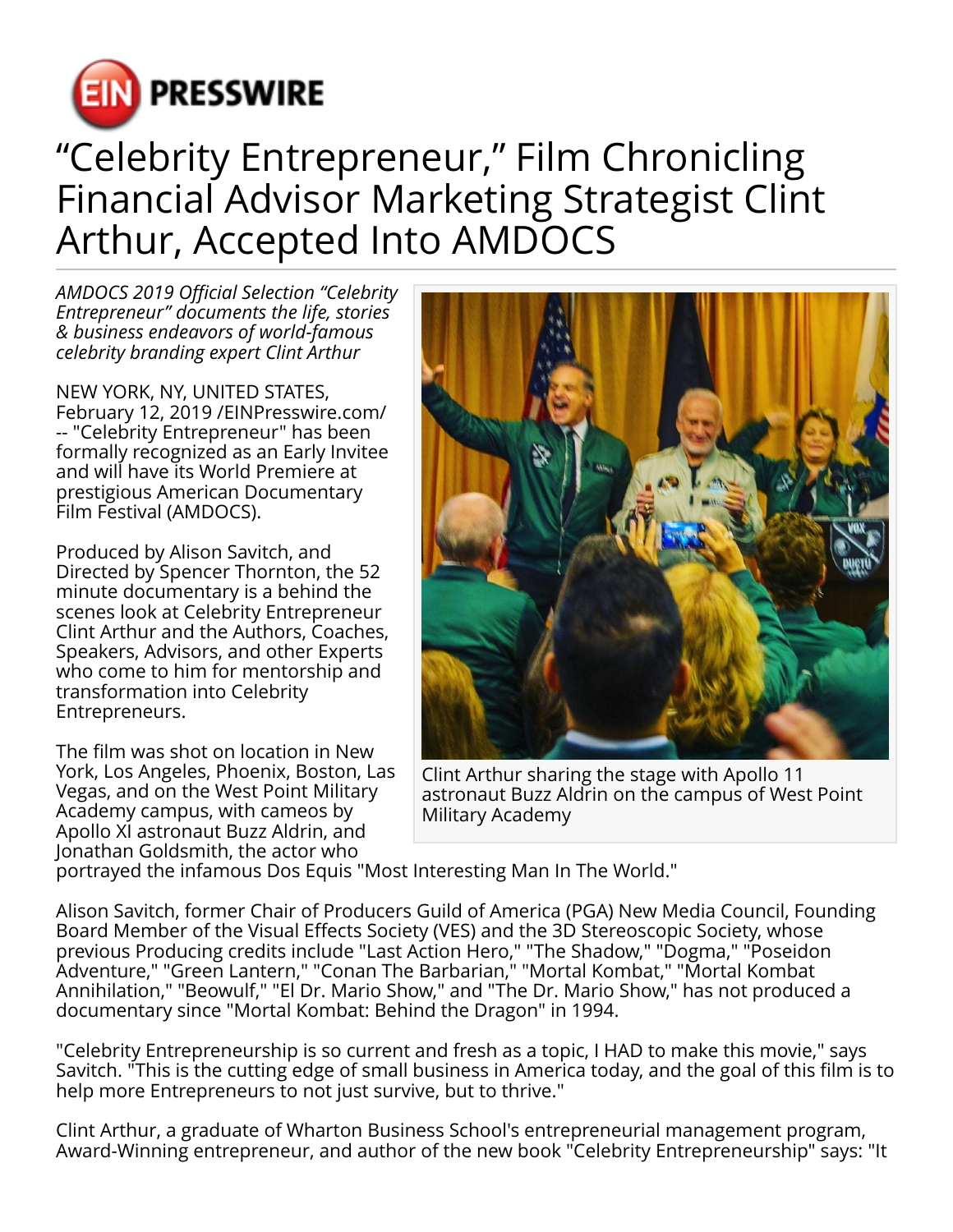# "Celebrity Entrepreneur," Film Chronicling Financial Advisor Marketing Strategist Clint Arthur, Accepted Into AMDOCS

*AMDOCS 2019 Official Selection "Celebrity Entrepreneur" documents the life, stories & business endeavors of world-famous celebrity branding expert Clint Arthur*

NEW YORK, NY, UNITED STATES, February 12, 2019 /EINPresswire.com/ -- "Celebrity Entrepreneur" has been formally recognized as an Early Invitee and will have its World Premiere at prestigious American Documentary Film Festival (AMDOCS).

Produced by Alison Savitch, and Directed by Spencer Thornton, the 52 minute documentary is a behind the scenes look at Celebrity Entrepreneur Clint Arthur and the Authors, Coaches, Speakers, Advisors, and other Experts who come to him for mentorship and transformation into Celebrity Entrepreneurs.

The film was shot on location in New York, Los Angeles, Phoenix, Boston, Las Vegas, and on the West Point Military Academy campus, with cameos by Apollo XI astronaut Buzz Aldrin, and Jonathan Goldsmith, the actor who portrayed the infamous Dos Equis "Most Interesting Man In The World."

Clint Arthur sharing the stage with Apollo 11 astronaut Buzz Aldrin on the campus of West Point Military Academy

Alison Savitch, former Chair of Producers Guild of America (PGA) New Media Council, Founding Board Member of the Visual Effects Society (VES) and the 3D Stereoscopic Society, whose previous Producing credits include "Last Action Hero," "The Shadow," "Dogma," "Poseidon Adventure," "Green Lantern," "Conan The Barbarian," "Mortal Kombat," "Mortal Kombat Annihilation," "Beowulf," "El Dr. Mario Show," and "The Dr. Mario Show," has not produced a documentary since "Mortal Kombat: Behind the Dragon" in 1994.

"Celebrity Entrepreneurship is so current and fresh as a topic, I HAD to make this movie," says Savitch. "This is the cutting edge of small business in America today, and the goal of this film is to help more Entrepreneurs to not just survive, but to thrive."

Clint Arthur, a graduate of Wharton Business School's entrepreneurial management program, Award-Winning entrepreneur, and author of the new book "Celebrity Entrepreneurship" says: "It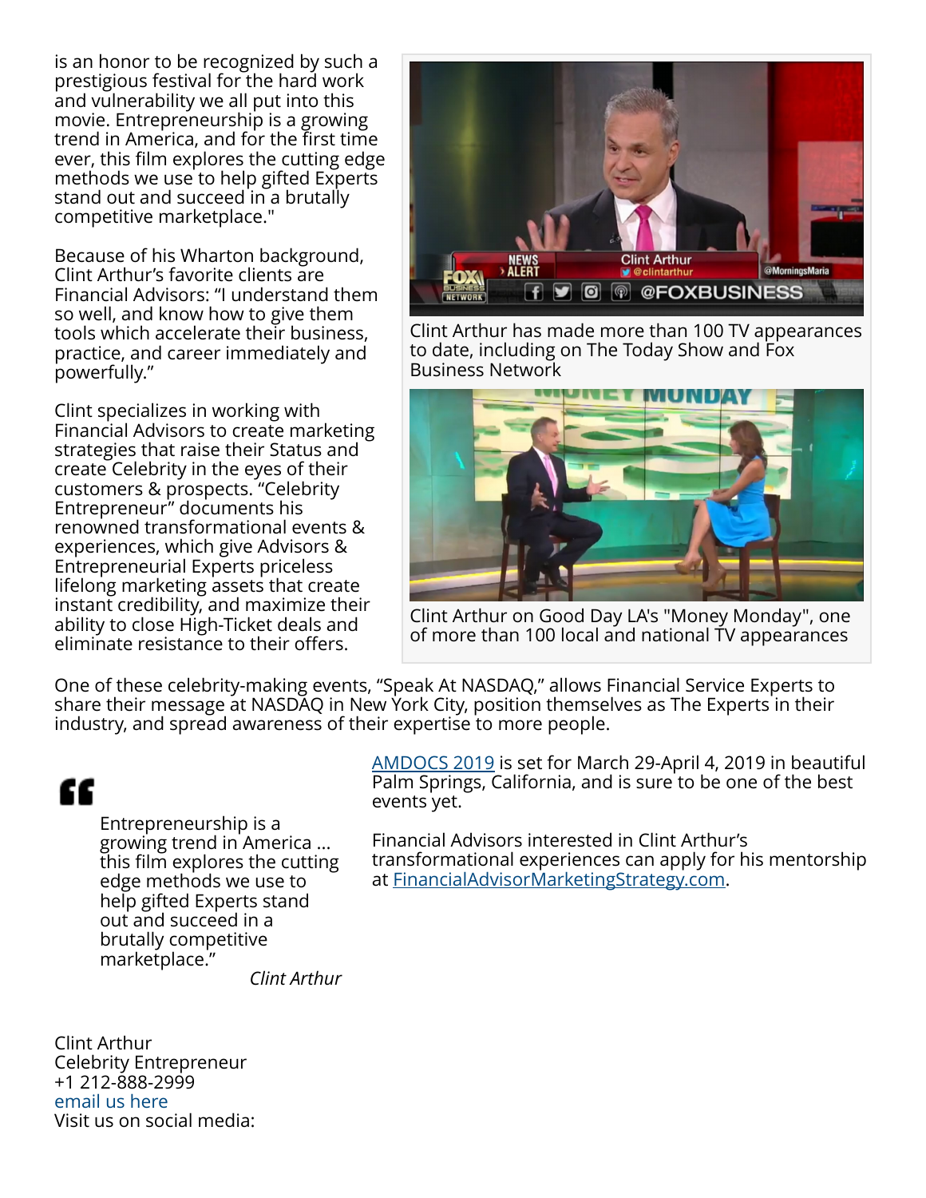is an honor to be recognized by such a prestigious festival for the hard work and vulnerability we all put into this movie. Entrepreneurship is a growing trend in America, and for the first time ever, this film explores the cutting edge methods we use to help gifted Experts stand out and succeed in a brutally competitive marketplace."

Because of his Wharton background, Clint Arthur's favorite clients are Financial Advisors: "I understand them so well, and know how to give them tools which accelerate their business, practice, and career immediately and powerfully."

Clint specializes in working with Financial Advisors to create marketing strategies that raise their Status and create Celebrity in the eyes of their customers & prospects. "Celebrity Entrepreneur" documents his renowned transformational events & experiences, which give Advisors & Entrepreneurial Experts priceless lifelong marketing assets that create instant credibility, and maximize their ability to close High-Ticket deals and eliminate resistance to their offers.

Clint Arthur has made more than 100 TV appearances to date, including on The Today Show and Fox Business Network

Clint Arthur on Good Day LA's "Money Monday", one of more than 100 local and national TV appearances

One of these celebrity-making events, "Speak At NASDAQ," allows Financial Service Experts to share their message at NASDAQ in New York City, position themselves as The Experts in their industry, and spread awareness of their expertise to more people.

> Entrepreneurship is a growing trend in America ... this film explores the cutting edge methods we use to help gifted Experts stand out and succeed in a brutally competitive marketplace."
>
> *Clint Arthur*

AMDOCS 2019 is set for March 29-April 4, 2019 in beautiful Palm Springs, California, and is sure to be one of the best events yet.

Financial Advisors interested in Clint Arthur's transformational experiences can apply for his mentorship at FinancialAdvisorMarketingStrategy.com.

Clint Arthur
Celebrity Entrepreneur
+1 212-888-2999
email us here
Visit us on social media: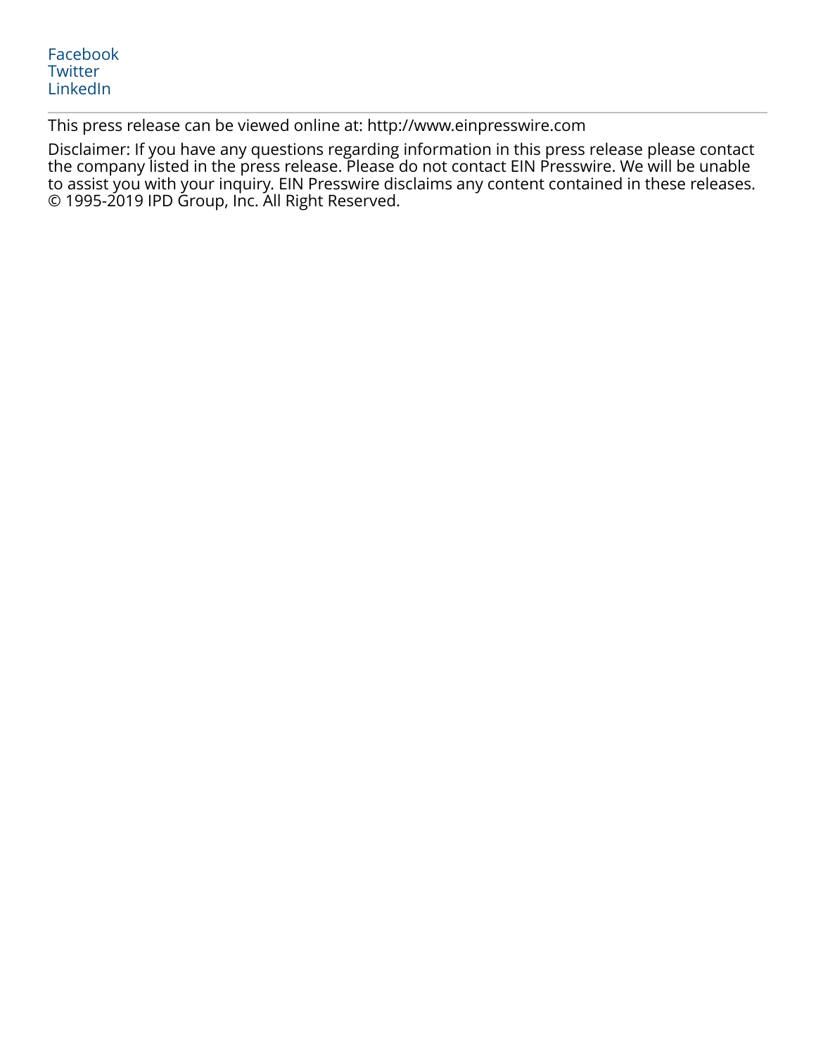Facebook
Twitter
LinkedIn

---

This press release can be viewed online at: http://www.einpresswire.com

Disclaimer: If you have any questions regarding information in this press release please contact the company listed in the press release. Please do not contact EIN Presswire. We will be unable to assist you with your inquiry. EIN Presswire disclaims any content contained in these releases. © 1995-2019 IPD Group, Inc. All Right Reserved.